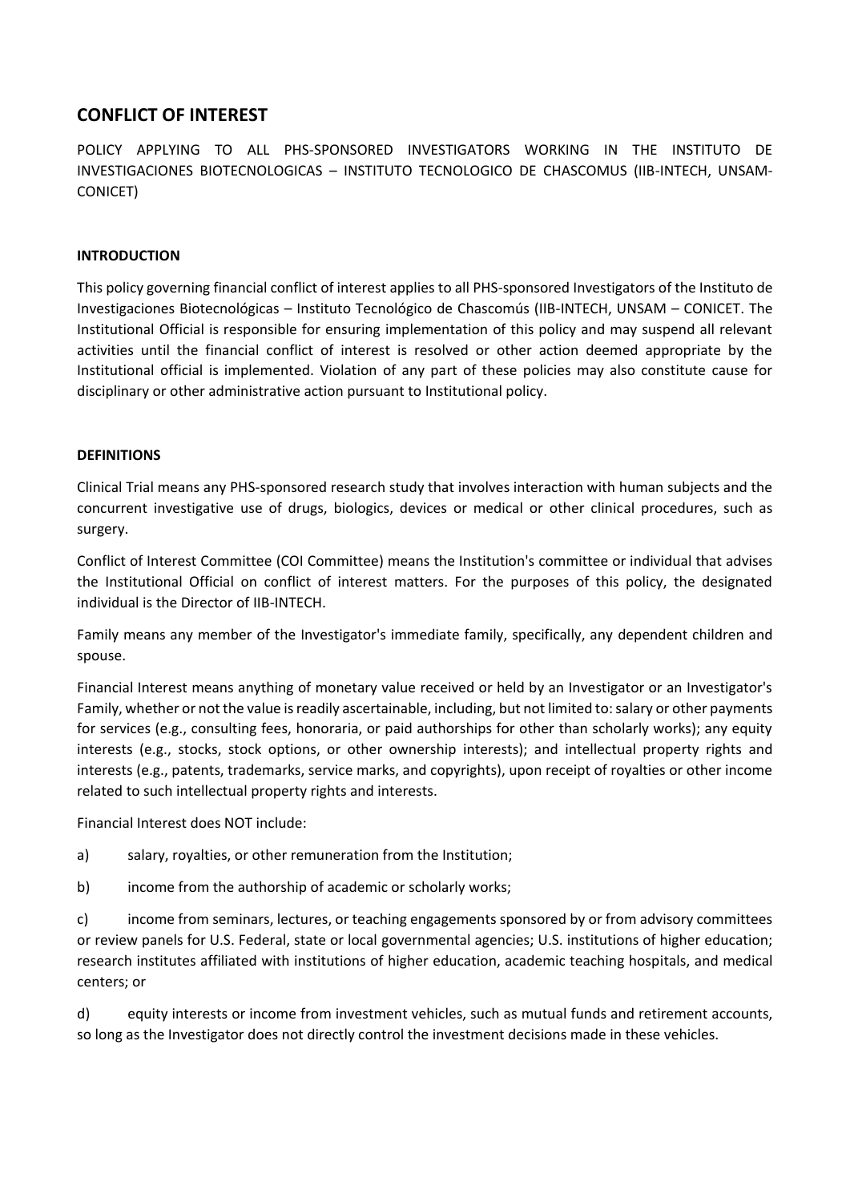## CONFLICT OF INTEREST

POLICY APPLYING TO ALL PHS-SPONSORED INVESTIGATORS WORKING IN THE INSTITUTO DE INVESTIGACIONES BIOTECNOLOGICAS – INSTITUTO TECNOLOGICO DE CHASCOMUS (IIB-INTECH, UNSAM-CONICET)

### INTRODUCTION

This policy governing financial conflict of interest applies to all PHS-sponsored Investigators of the Instituto de Investigaciones Biotecnológicas – Instituto Tecnológico de Chascomús (IIB-INTECH, UNSAM – CONICET. The Institutional Official is responsible for ensuring implementation of this policy and may suspend all relevant activities until the financial conflict of interest is resolved or other action deemed appropriate by the Institutional official is implemented. Violation of any part of these policies may also constitute cause for disciplinary or other administrative action pursuant to Institutional policy.

### DEFINITIONS

Clinical Trial means any PHS-sponsored research study that involves interaction with human subjects and the concurrent investigative use of drugs, biologics, devices or medical or other clinical procedures, such as surgery.

Conflict of Interest Committee (COI Committee) means the Institution's committee or individual that advises the Institutional Official on conflict of interest matters. For the purposes of this policy, the designated individual is the Director of IIB-INTECH.

Family means any member of the Investigator's immediate family, specifically, any dependent children and spouse.

Financial Interest means anything of monetary value received or held by an Investigator or an Investigator's Family, whether or not the value is readily ascertainable, including, but not limited to: salary or other payments for services (e.g., consulting fees, honoraria, or paid authorships for other than scholarly works); any equity interests (e.g., stocks, stock options, or other ownership interests); and intellectual property rights and interests (e.g., patents, trademarks, service marks, and copyrights), upon receipt of royalties or other income related to such intellectual property rights and interests.

Financial Interest does NOT include:

a) salary, royalties, or other remuneration from the Institution;

b) income from the authorship of academic or scholarly works;

c) income from seminars, lectures, or teaching engagements sponsored by or from advisory committees or review panels for U.S. Federal, state or local governmental agencies; U.S. institutions of higher education; research institutes affiliated with institutions of higher education, academic teaching hospitals, and medical centers; or

d) equity interests or income from investment vehicles, such as mutual funds and retirement accounts, so long as the Investigator does not directly control the investment decisions made in these vehicles.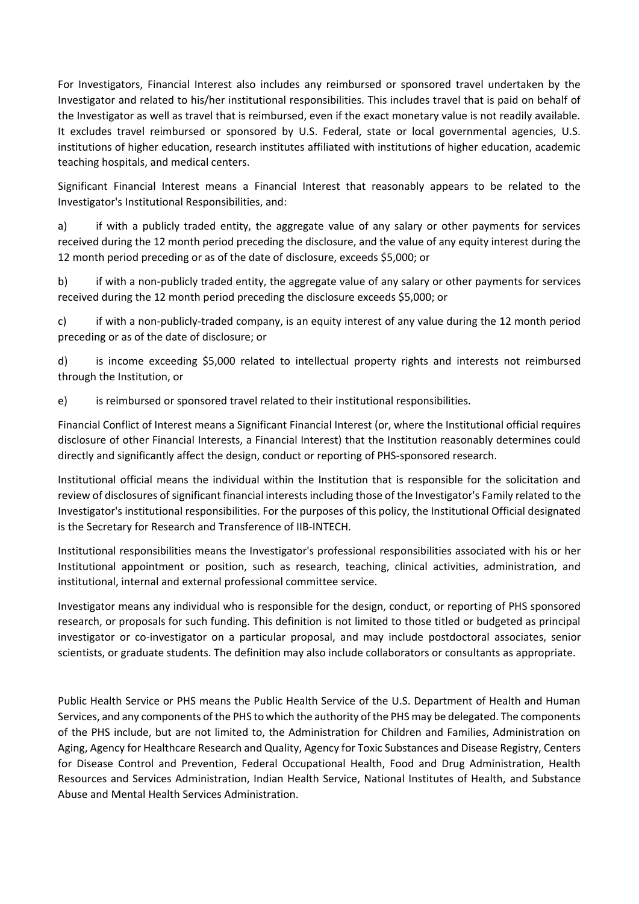For Investigators, Financial Interest also includes any reimbursed or sponsored travel undertaken by the Investigator and related to his/her institutional responsibilities. This includes travel that is paid on behalf of the Investigator as well as travel that is reimbursed, even if the exact monetary value is not readily available. It excludes travel reimbursed or sponsored by U.S. Federal, state or local governmental agencies, U.S. institutions of higher education, research institutes affiliated with institutions of higher education, academic teaching hospitals, and medical centers.

Significant Financial Interest means a Financial Interest that reasonably appears to be related to the Investigator's Institutional Responsibilities, and:

a) if with a publicly traded entity, the aggregate value of any salary or other payments for services received during the 12 month period preceding the disclosure, and the value of any equity interest during the 12 month period preceding or as of the date of disclosure, exceeds $5,000; or

b) if with a non-publicly traded entity, the aggregate value of any salary or other payments for services received during the 12 month period preceding the disclosure exceeds $5,000; or

c) if with a non-publicly-traded company, is an equity interest of any value during the 12 month period preceding or as of the date of disclosure; or

d) is income exceeding $5,000 related to intellectual property rights and interests not reimbursed through the Institution, or

e) is reimbursed or sponsored travel related to their institutional responsibilities.

Financial Conflict of Interest means a Significant Financial Interest (or, where the Institutional official requires disclosure of other Financial Interests, a Financial Interest) that the Institution reasonably determines could directly and significantly affect the design, conduct or reporting of PHS-sponsored research.

Institutional official means the individual within the Institution that is responsible for the solicitation and review of disclosures of significant financial interests including those of the Investigator's Family related to the Investigator's institutional responsibilities. For the purposes of this policy, the Institutional Official designated is the Secretary for Research and Transference of IIB-INTECH.

Institutional responsibilities means the Investigator's professional responsibilities associated with his or her Institutional appointment or position, such as research, teaching, clinical activities, administration, and institutional, internal and external professional committee service.

Investigator means any individual who is responsible for the design, conduct, or reporting of PHS sponsored research, or proposals for such funding. This definition is not limited to those titled or budgeted as principal investigator or co-investigator on a particular proposal, and may include postdoctoral associates, senior scientists, or graduate students. The definition may also include collaborators or consultants as appropriate.

Public Health Service or PHS means the Public Health Service of the U.S. Department of Health and Human Services, and any components of the PHS to which the authority of the PHS may be delegated. The components of the PHS include, but are not limited to, the Administration for Children and Families, Administration on Aging, Agency for Healthcare Research and Quality, Agency for Toxic Substances and Disease Registry, Centers for Disease Control and Prevention, Federal Occupational Health, Food and Drug Administration, Health Resources and Services Administration, Indian Health Service, National Institutes of Health, and Substance Abuse and Mental Health Services Administration.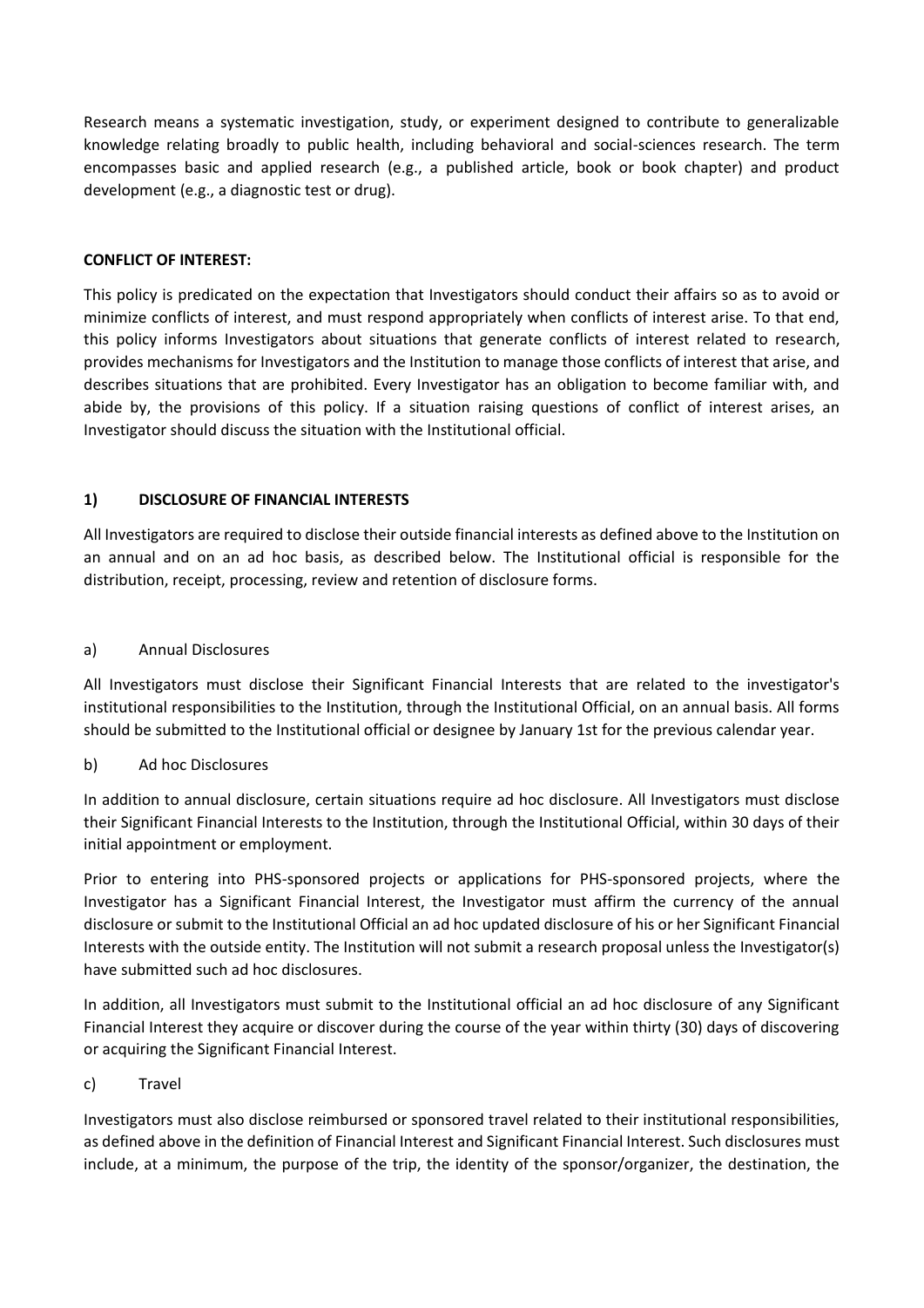Research means a systematic investigation, study, or experiment designed to contribute to generalizable knowledge relating broadly to public health, including behavioral and social-sciences research. The term encompasses basic and applied research (e.g., a published article, book or book chapter) and product development (e.g., a diagnostic test or drug).

**CONFLICT OF INTEREST:**

This policy is predicated on the expectation that Investigators should conduct their affairs so as to avoid or minimize conflicts of interest, and must respond appropriately when conflicts of interest arise. To that end, this policy informs Investigators about situations that generate conflicts of interest related to research, provides mechanisms for Investigators and the Institution to manage those conflicts of interest that arise, and describes situations that are prohibited. Every Investigator has an obligation to become familiar with, and abide by, the provisions of this policy. If a situation raising questions of conflict of interest arises, an Investigator should discuss the situation with the Institutional official.

## 1) DISCLOSURE OF FINANCIAL INTERESTS

All Investigators are required to disclose their outside financial interests as defined above to the Institution on an annual and on an ad hoc basis, as described below. The Institutional official is responsible for the distribution, receipt, processing, review and retention of disclosure forms.

### a) Annual Disclosures

All Investigators must disclose their Significant Financial Interests that are related to the investigator's institutional responsibilities to the Institution, through the Institutional Official, on an annual basis. All forms should be submitted to the Institutional official or designee by January 1st for the previous calendar year.

### b) Ad hoc Disclosures

In addition to annual disclosure, certain situations require ad hoc disclosure. All Investigators must disclose their Significant Financial Interests to the Institution, through the Institutional Official, within 30 days of their initial appointment or employment.

Prior to entering into PHS-sponsored projects or applications for PHS-sponsored projects, where the Investigator has a Significant Financial Interest, the Investigator must affirm the currency of the annual disclosure or submit to the Institutional Official an ad hoc updated disclosure of his or her Significant Financial Interests with the outside entity. The Institution will not submit a research proposal unless the Investigator(s) have submitted such ad hoc disclosures.

In addition, all Investigators must submit to the Institutional official an ad hoc disclosure of any Significant Financial Interest they acquire or discover during the course of the year within thirty (30) days of discovering or acquiring the Significant Financial Interest.

### c) Travel

Investigators must also disclose reimbursed or sponsored travel related to their institutional responsibilities, as defined above in the definition of Financial Interest and Significant Financial Interest. Such disclosures must include, at a minimum, the purpose of the trip, the identity of the sponsor/organizer, the destination, the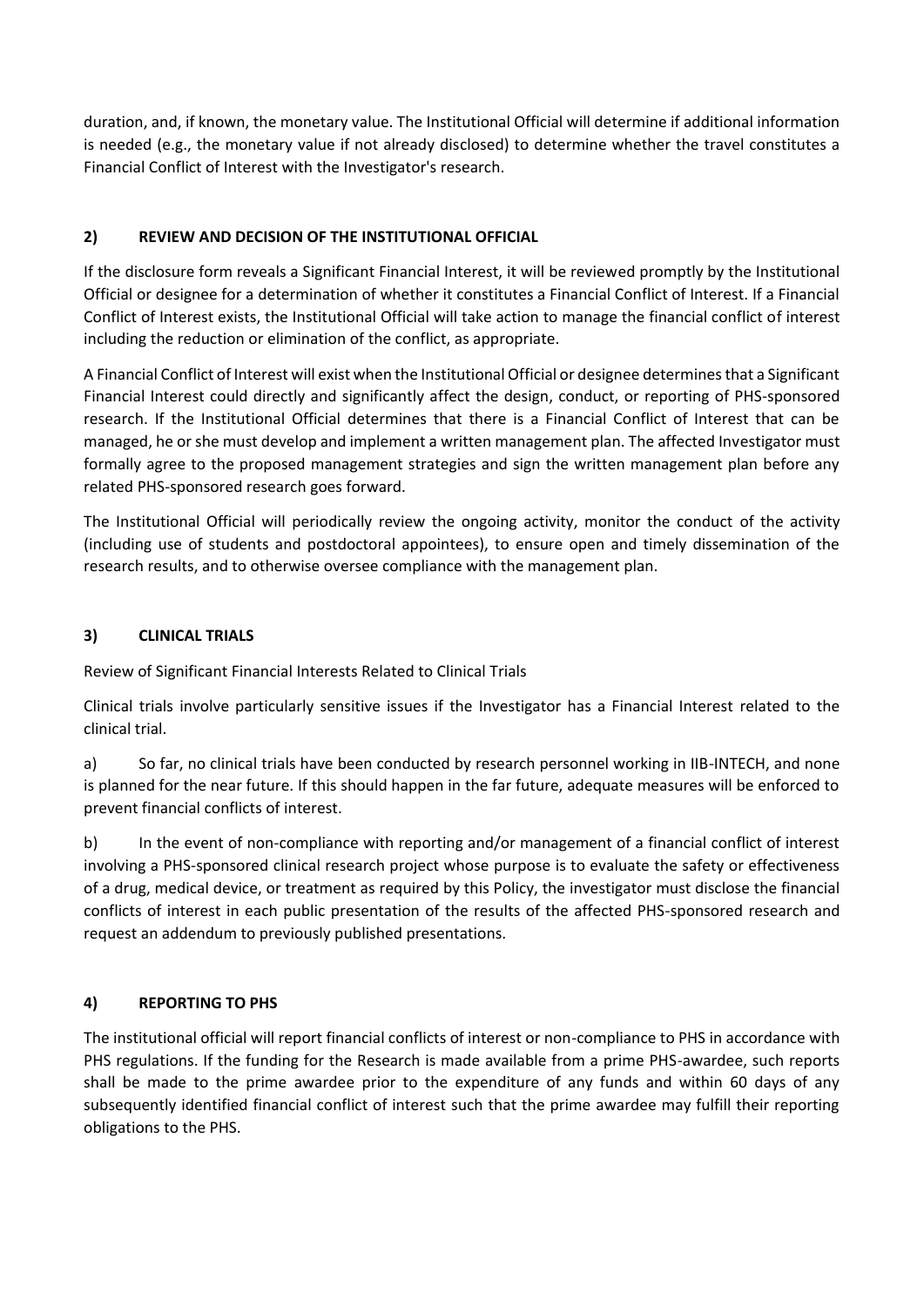duration, and, if known, the monetary value. The Institutional Official will determine if additional information is needed (e.g., the monetary value if not already disclosed) to determine whether the travel constitutes a Financial Conflict of Interest with the Investigator's research.

## 2) REVIEW AND DECISION OF THE INSTITUTIONAL OFFICIAL

If the disclosure form reveals a Significant Financial Interest, it will be reviewed promptly by the Institutional Official or designee for a determination of whether it constitutes a Financial Conflict of Interest. If a Financial Conflict of Interest exists, the Institutional Official will take action to manage the financial conflict of interest including the reduction or elimination of the conflict, as appropriate.

A Financial Conflict of Interest will exist when the Institutional Official or designee determines that a Significant Financial Interest could directly and significantly affect the design, conduct, or reporting of PHS-sponsored research. If the Institutional Official determines that there is a Financial Conflict of Interest that can be managed, he or she must develop and implement a written management plan. The affected Investigator must formally agree to the proposed management strategies and sign the written management plan before any related PHS-sponsored research goes forward.

The Institutional Official will periodically review the ongoing activity, monitor the conduct of the activity (including use of students and postdoctoral appointees), to ensure open and timely dissemination of the research results, and to otherwise oversee compliance with the management plan.

## 3) CLINICAL TRIALS

Review of Significant Financial Interests Related to Clinical Trials

Clinical trials involve particularly sensitive issues if the Investigator has a Financial Interest related to the clinical trial.

a) So far, no clinical trials have been conducted by research personnel working in IIB-INTECH, and none is planned for the near future. If this should happen in the far future, adequate measures will be enforced to prevent financial conflicts of interest.

b) In the event of non-compliance with reporting and/or management of a financial conflict of interest involving a PHS-sponsored clinical research project whose purpose is to evaluate the safety or effectiveness of a drug, medical device, or treatment as required by this Policy, the investigator must disclose the financial conflicts of interest in each public presentation of the results of the affected PHS-sponsored research and request an addendum to previously published presentations.

## 4) REPORTING TO PHS

The institutional official will report financial conflicts of interest or non-compliance to PHS in accordance with PHS regulations. If the funding for the Research is made available from a prime PHS-awardee, such reports shall be made to the prime awardee prior to the expenditure of any funds and within 60 days of any subsequently identified financial conflict of interest such that the prime awardee may fulfill their reporting obligations to the PHS.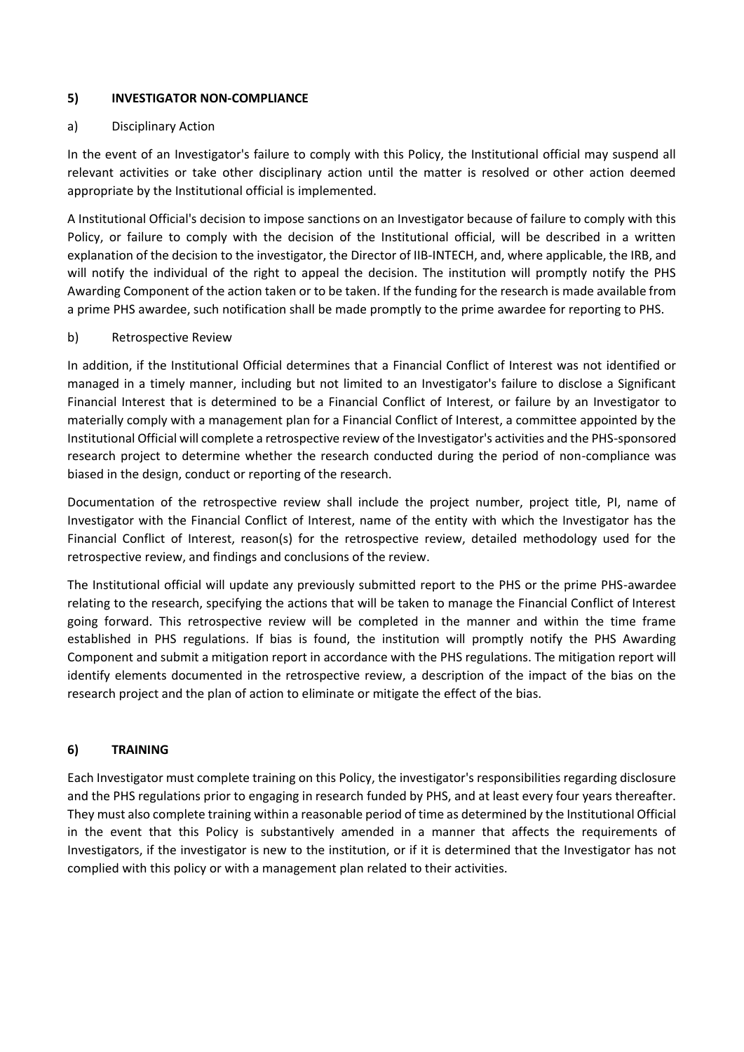## 5) INVESTIGATOR NON-COMPLIANCE

### a) Disciplinary Action

In the event of an Investigator's failure to comply with this Policy, the Institutional official may suspend all relevant activities or take other disciplinary action until the matter is resolved or other action deemed appropriate by the Institutional official is implemented.

A Institutional Official's decision to impose sanctions on an Investigator because of failure to comply with this Policy, or failure to comply with the decision of the Institutional official, will be described in a written explanation of the decision to the investigator, the Director of IIB-INTECH, and, where applicable, the IRB, and will notify the individual of the right to appeal the decision. The institution will promptly notify the PHS Awarding Component of the action taken or to be taken. If the funding for the research is made available from a prime PHS awardee, such notification shall be made promptly to the prime awardee for reporting to PHS.

### b) Retrospective Review

In addition, if the Institutional Official determines that a Financial Conflict of Interest was not identified or managed in a timely manner, including but not limited to an Investigator's failure to disclose a Significant Financial Interest that is determined to be a Financial Conflict of Interest, or failure by an Investigator to materially comply with a management plan for a Financial Conflict of Interest, a committee appointed by the Institutional Official will complete a retrospective review of the Investigator's activities and the PHS-sponsored research project to determine whether the research conducted during the period of non-compliance was biased in the design, conduct or reporting of the research.

Documentation of the retrospective review shall include the project number, project title, PI, name of Investigator with the Financial Conflict of Interest, name of the entity with which the Investigator has the Financial Conflict of Interest, reason(s) for the retrospective review, detailed methodology used for the retrospective review, and findings and conclusions of the review.

The Institutional official will update any previously submitted report to the PHS or the prime PHS-awardee relating to the research, specifying the actions that will be taken to manage the Financial Conflict of Interest going forward. This retrospective review will be completed in the manner and within the time frame established in PHS regulations. If bias is found, the institution will promptly notify the PHS Awarding Component and submit a mitigation report in accordance with the PHS regulations. The mitigation report will identify elements documented in the retrospective review, a description of the impact of the bias on the research project and the plan of action to eliminate or mitigate the effect of the bias.

## 6) TRAINING

Each Investigator must complete training on this Policy, the investigator's responsibilities regarding disclosure and the PHS regulations prior to engaging in research funded by PHS, and at least every four years thereafter. They must also complete training within a reasonable period of time as determined by the Institutional Official in the event that this Policy is substantively amended in a manner that affects the requirements of Investigators, if the investigator is new to the institution, or if it is determined that the Investigator has not complied with this policy or with a management plan related to their activities.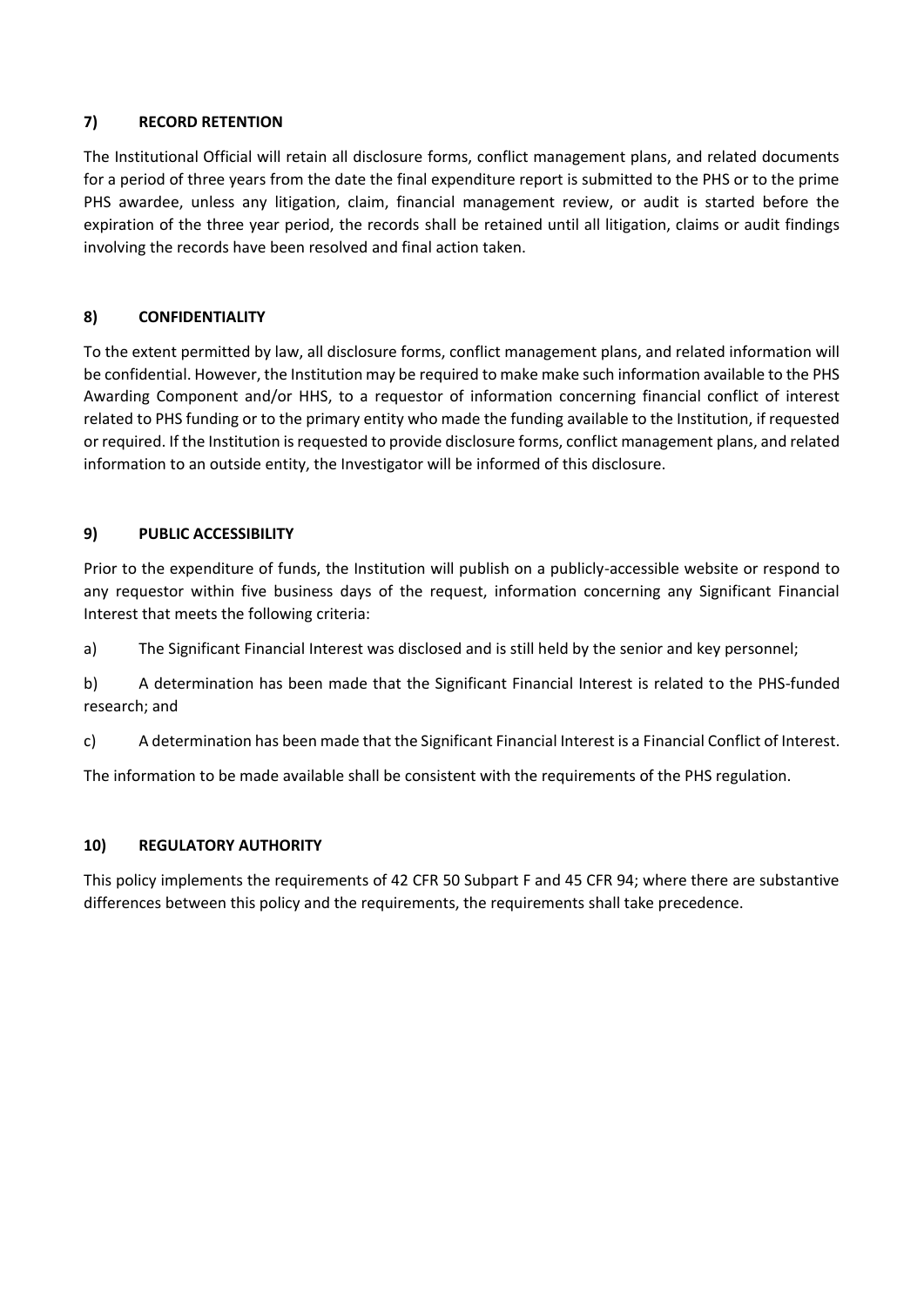## 7) RECORD RETENTION

The Institutional Official will retain all disclosure forms, conflict management plans, and related documents for a period of three years from the date the final expenditure report is submitted to the PHS or to the prime PHS awardee, unless any litigation, claim, financial management review, or audit is started before the expiration of the three year period, the records shall be retained until all litigation, claims or audit findings involving the records have been resolved and final action taken.

## 8) CONFIDENTIALITY

To the extent permitted by law, all disclosure forms, conflict management plans, and related information will be confidential. However, the Institution may be required to make make such information available to the PHS Awarding Component and/or HHS, to a requestor of information concerning financial conflict of interest related to PHS funding or to the primary entity who made the funding available to the Institution, if requested or required. If the Institution is requested to provide disclosure forms, conflict management plans, and related information to an outside entity, the Investigator will be informed of this disclosure.

## 9) PUBLIC ACCESSIBILITY

Prior to the expenditure of funds, the Institution will publish on a publicly-accessible website or respond to any requestor within five business days of the request, information concerning any Significant Financial Interest that meets the following criteria:

a) The Significant Financial Interest was disclosed and is still held by the senior and key personnel;

b) A determination has been made that the Significant Financial Interest is related to the PHS-funded research; and

c) A determination has been made that the Significant Financial Interest is a Financial Conflict of Interest.

The information to be made available shall be consistent with the requirements of the PHS regulation.

## 10) REGULATORY AUTHORITY

This policy implements the requirements of 42 CFR 50 Subpart F and 45 CFR 94; where there are substantive differences between this policy and the requirements, the requirements shall take precedence.